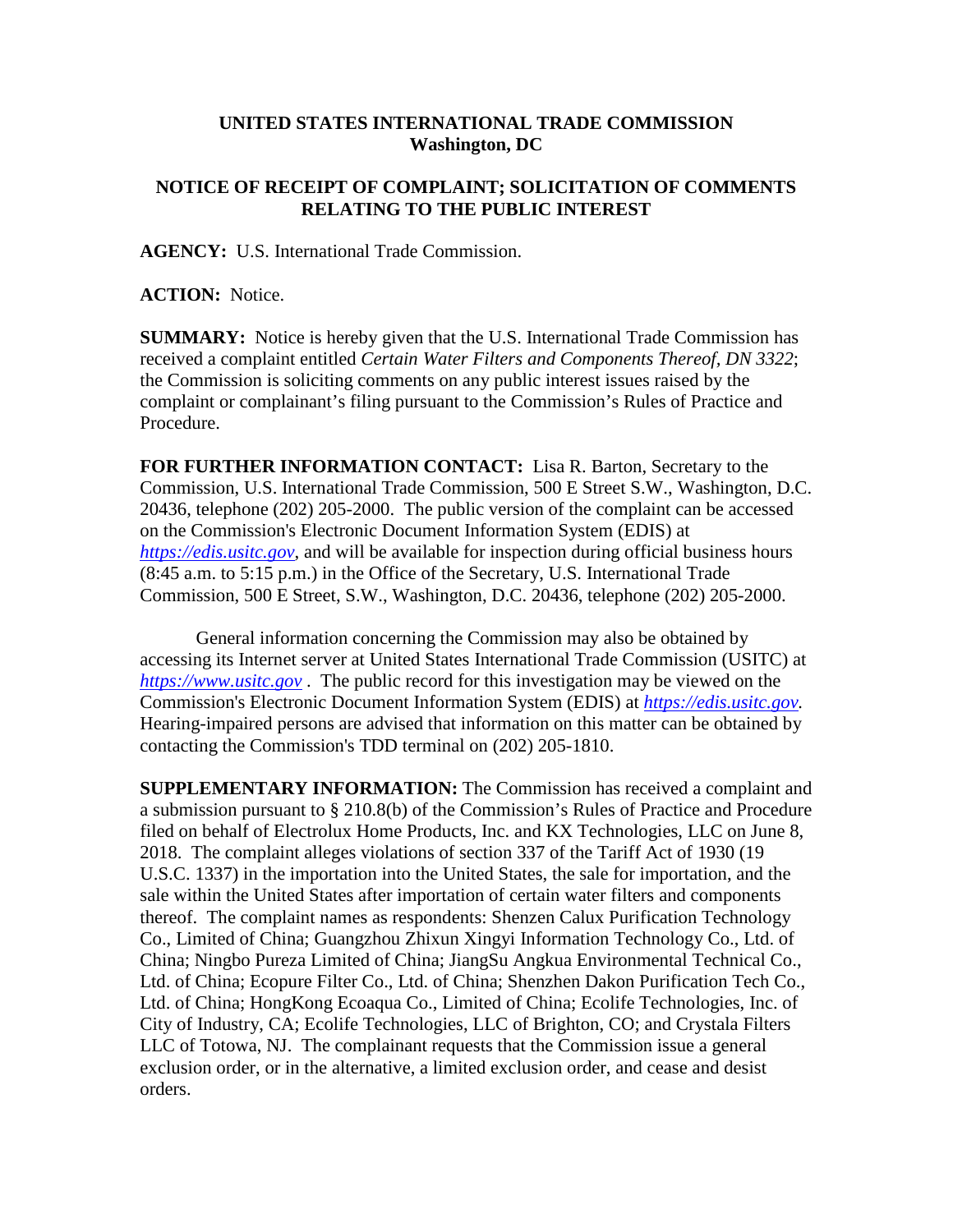**UNITED STATES INTERNATIONAL TRADE COMMISSION**
**Washington, DC**

**NOTICE OF RECEIPT OF COMPLAINT; SOLICITATION OF COMMENTS RELATING TO THE PUBLIC INTEREST**

**AGENCY:** U.S. International Trade Commission.

**ACTION:** Notice.

**SUMMARY:** Notice is hereby given that the U.S. International Trade Commission has received a complaint entitled *Certain Water Filters and Components Thereof, DN 3322*; the Commission is soliciting comments on any public interest issues raised by the complaint or complainant's filing pursuant to the Commission's Rules of Practice and Procedure.

**FOR FURTHER INFORMATION CONTACT:** Lisa R. Barton, Secretary to the Commission, U.S. International Trade Commission, 500 E Street S.W., Washington, D.C. 20436, telephone (202) 205-2000. The public version of the complaint can be accessed on the Commission's Electronic Document Information System (EDIS) at *https://edis.usitc.gov*, and will be available for inspection during official business hours (8:45 a.m. to 5:15 p.m.) in the Office of the Secretary, U.S. International Trade Commission, 500 E Street, S.W., Washington, D.C. 20436, telephone (202) 205-2000.

General information concerning the Commission may also be obtained by accessing its Internet server at United States International Trade Commission (USITC) at *https://www.usitc.gov* . The public record for this investigation may be viewed on the Commission's Electronic Document Information System (EDIS) at *https://edis.usitc.gov.* Hearing-impaired persons are advised that information on this matter can be obtained by contacting the Commission's TDD terminal on (202) 205-1810.

**SUPPLEMENTARY INFORMATION:** The Commission has received a complaint and a submission pursuant to § 210.8(b) of the Commission's Rules of Practice and Procedure filed on behalf of Electrolux Home Products, Inc. and KX Technologies, LLC on June 8, 2018. The complaint alleges violations of section 337 of the Tariff Act of 1930 (19 U.S.C. 1337) in the importation into the United States, the sale for importation, and the sale within the United States after importation of certain water filters and components thereof. The complaint names as respondents: Shenzen Calux Purification Technology Co., Limited of China; Guangzhou Zhixun Xingyi Information Technology Co., Ltd. of China; Ningbo Pureza Limited of China; JiangSu Angkua Environmental Technical Co., Ltd. of China; Ecopure Filter Co., Ltd. of China; Shenzhen Dakon Purification Tech Co., Ltd. of China; HongKong Ecoaqua Co., Limited of China; Ecolife Technologies, Inc. of City of Industry, CA; Ecolife Technologies, LLC of Brighton, CO; and Crystala Filters LLC of Totowa, NJ. The complainant requests that the Commission issue a general exclusion order, or in the alternative, a limited exclusion order, and cease and desist orders.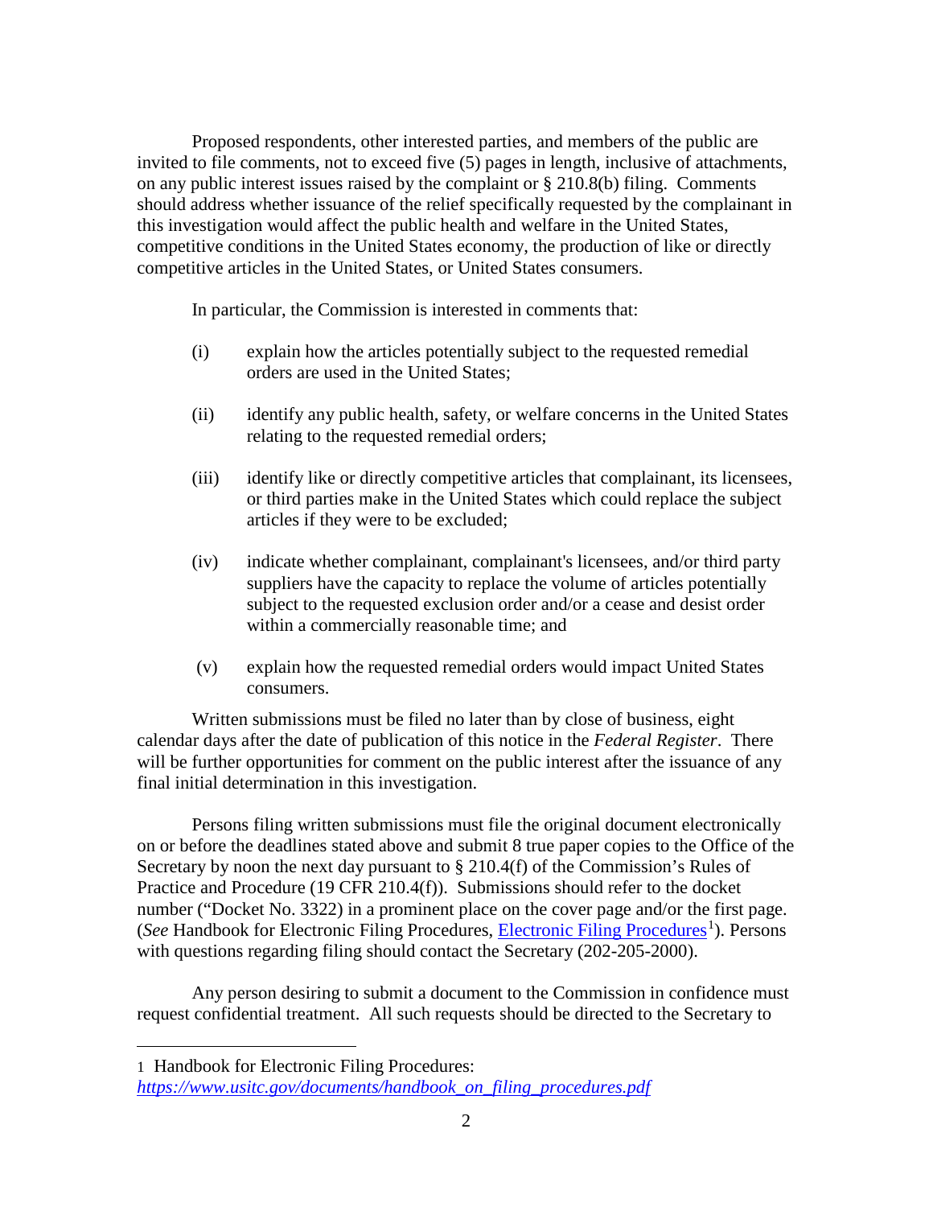Proposed respondents, other interested parties, and members of the public are invited to file comments, not to exceed five (5) pages in length, inclusive of attachments, on any public interest issues raised by the complaint or § 210.8(b) filing. Comments should address whether issuance of the relief specifically requested by the complainant in this investigation would affect the public health and welfare in the United States, competitive conditions in the United States economy, the production of like or directly competitive articles in the United States, or United States consumers.

In particular, the Commission is interested in comments that:

(i) explain how the articles potentially subject to the requested remedial orders are used in the United States;

(ii) identify any public health, safety, or welfare concerns in the United States relating to the requested remedial orders;

(iii) identify like or directly competitive articles that complainant, its licensees, or third parties make in the United States which could replace the subject articles if they were to be excluded;

(iv) indicate whether complainant, complainant's licensees, and/or third party suppliers have the capacity to replace the volume of articles potentially subject to the requested exclusion order and/or a cease and desist order within a commercially reasonable time; and

(v) explain how the requested remedial orders would impact United States consumers.

Written submissions must be filed no later than by close of business, eight calendar days after the date of publication of this notice in the *Federal Register*. There will be further opportunities for comment on the public interest after the issuance of any final initial determination in this investigation.

Persons filing written submissions must file the original document electronically on or before the deadlines stated above and submit 8 true paper copies to the Office of the Secretary by noon the next day pursuant to § 210.4(f) of the Commission's Rules of Practice and Procedure (19 CFR 210.4(f)). Submissions should refer to the docket number ("Docket No. 3322) in a prominent place on the cover page and/or the first page. (*See* Handbook for Electronic Filing Procedures, Electronic Filing Procedures[1]). Persons with questions regarding filing should contact the Secretary (202-205-2000).

Any person desiring to submit a document to the Commission in confidence must request confidential treatment. All such requests should be directed to the Secretary to

---

1 Handbook for Electronic Filing Procedures: *https://www.usitc.gov/documents/handbook_on_filing_procedures.pdf*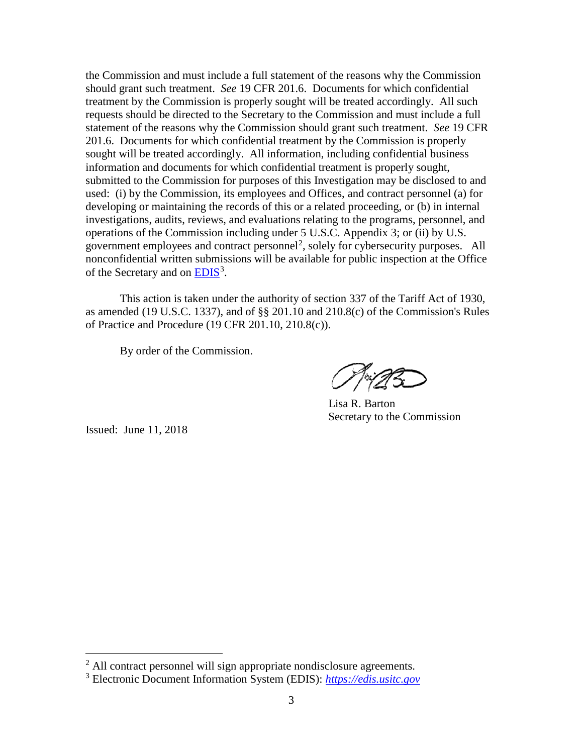the Commission and must include a full statement of the reasons why the Commission should grant such treatment. *See* 19 CFR 201.6. Documents for which confidential treatment by the Commission is properly sought will be treated accordingly. All such requests should be directed to the Secretary to the Commission and must include a full statement of the reasons why the Commission should grant such treatment. *See* 19 CFR 201.6. Documents for which confidential treatment by the Commission is properly sought will be treated accordingly. All information, including confidential business information and documents for which confidential treatment is properly sought, submitted to the Commission for purposes of this Investigation may be disclosed to and used: (i) by the Commission, its employees and Offices, and contract personnel (a) for developing or maintaining the records of this or a related proceeding, or (b) in internal investigations, audits, reviews, and evaluations relating to the programs, personnel, and operations of the Commission including under 5 U.S.C. Appendix 3; or (ii) by U.S. government employees and contract personnel[2], solely for cybersecurity purposes. All nonconfidential written submissions will be available for public inspection at the Office of the Secretary and on EDIS[3].

This action is taken under the authority of section 337 of the Tariff Act of 1930, as amended (19 U.S.C. 1337), and of §§ 201.10 and 210.8(c) of the Commission's Rules of Practice and Procedure (19 CFR 201.10, 210.8(c)).

By order of the Commission.

Lisa R. Barton
Secretary to the Commission

Issued: June 11, 2018

---

[2] All contract personnel will sign appropriate nondisclosure agreements.

[3] Electronic Document Information System (EDIS): *https://edis.usitc.gov*